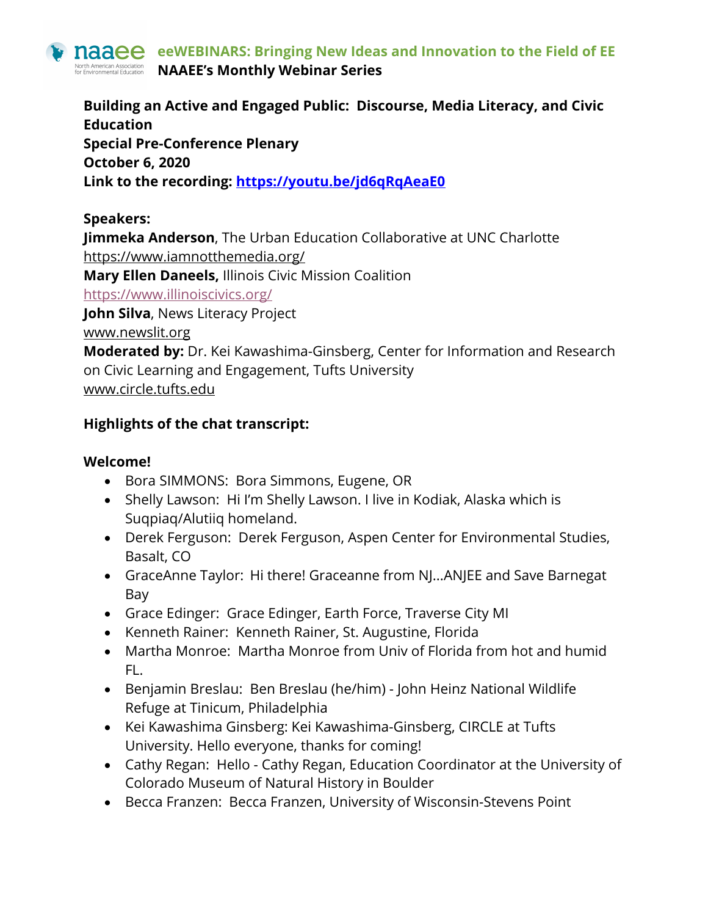# eeWEBINARS: Bringing New Ideas and Innovation to the Field of EE

**NAAEE's Monthly Webinar Series**

**Building an Active and Engaged Public: Discourse, Media Literacy, and Civic Education**
**Special Pre-Conference Plenary**
**October 6, 2020**
**Link to the recording: https://youtu.be/jd6qRqAeaE0**

**Speakers:**
**Jimmeka Anderson**, The Urban Education Collaborative at UNC Charlotte
https://www.iamnotthemedia.org/
**Mary Ellen Daneels,** Illinois Civic Mission Coalition
https://www.illinoiscivics.org/
**John Silva**, News Literacy Project
www.newslit.org
**Moderated by:** Dr. Kei Kawashima-Ginsberg, Center for Information and Research on Civic Learning and Engagement, Tufts University
www.circle.tufts.edu

**Highlights of the chat transcript:**

**Welcome!**

- Bora SIMMONS: Bora Simmons, Eugene, OR
- Shelly Lawson: Hi I'm Shelly Lawson. I live in Kodiak, Alaska which is Suqpiaq/Alutiiq homeland.
- Derek Ferguson: Derek Ferguson, Aspen Center for Environmental Studies, Basalt, CO
- GraceAnne Taylor: Hi there! Graceanne from NJ...ANJEE and Save Barnegat Bay
- Grace Edinger: Grace Edinger, Earth Force, Traverse City MI
- Kenneth Rainer: Kenneth Rainer, St. Augustine, Florida
- Martha Monroe: Martha Monroe from Univ of Florida from hot and humid FL.
- Benjamin Breslau: Ben Breslau (he/him) - John Heinz National Wildlife Refuge at Tinicum, Philadelphia
- Kei Kawashima Ginsberg: Kei Kawashima-Ginsberg, CIRCLE at Tufts University. Hello everyone, thanks for coming!
- Cathy Regan: Hello - Cathy Regan, Education Coordinator at the University of Colorado Museum of Natural History in Boulder
- Becca Franzen: Becca Franzen, University of Wisconsin-Stevens Point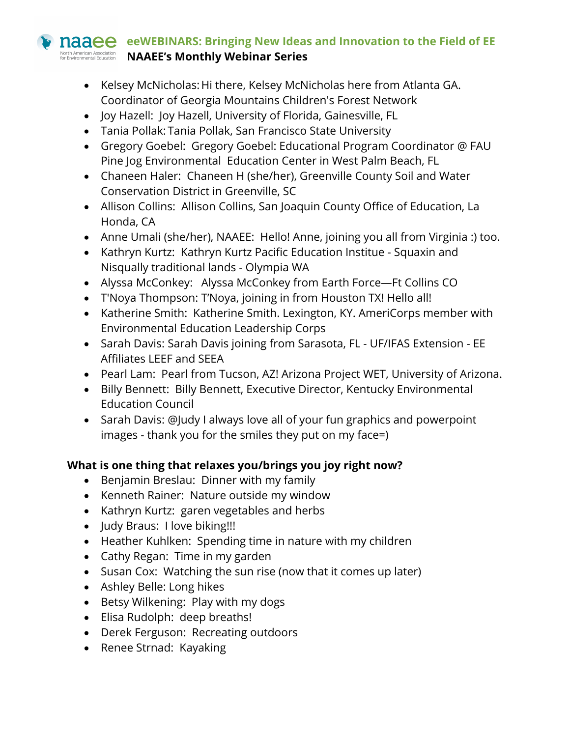- Kelsey McNicholas: Hi there, Kelsey McNicholas here from Atlanta GA. Coordinator of Georgia Mountains Children's Forest Network
- Joy Hazell: Joy Hazell, University of Florida, Gainesville, FL
- Tania Pollak: Tania Pollak, San Francisco State University
- Gregory Goebel: Gregory Goebel: Educational Program Coordinator @ FAU Pine Jog Environmental Education Center in West Palm Beach, FL
- Chaneen Haler: Chaneen H (she/her), Greenville County Soil and Water Conservation District in Greenville, SC
- Allison Collins: Allison Collins, San Joaquin County Office of Education, La Honda, CA
- Anne Umali (she/her), NAAEE: Hello! Anne, joining you all from Virginia :) too.
- Kathryn Kurtz: Kathryn Kurtz Pacific Education Institue - Squaxin and Nisqually traditional lands - Olympia WA
- Alyssa McConkey: Alyssa McConkey from Earth Force—Ft Collins CO
- T'Noya Thompson: T'Noya, joining in from Houston TX! Hello all!
- Katherine Smith: Katherine Smith. Lexington, KY. AmeriCorps member with Environmental Education Leadership Corps
- Sarah Davis: Sarah Davis joining from Sarasota, FL - UF/IFAS Extension - EE Affiliates LEEF and SEEA
- Pearl Lam: Pearl from Tucson, AZ! Arizona Project WET, University of Arizona.
- Billy Bennett: Billy Bennett, Executive Director, Kentucky Environmental Education Council
- Sarah Davis: @Judy I always love all of your fun graphics and powerpoint images - thank you for the smiles they put on my face=)

**What is one thing that relaxes you/brings you joy right now?**

- Benjamin Breslau: Dinner with my family
- Kenneth Rainer: Nature outside my window
- Kathryn Kurtz: garen vegetables and herbs
- Judy Braus: I love biking!!!
- Heather Kuhlken: Spending time in nature with my children
- Cathy Regan: Time in my garden
- Susan Cox: Watching the sun rise (now that it comes up later)
- Ashley Belle: Long hikes
- Betsy Wilkening: Play with my dogs
- Elisa Rudolph: deep breaths!
- Derek Ferguson: Recreating outdoors
- Renee Strnad: Kayaking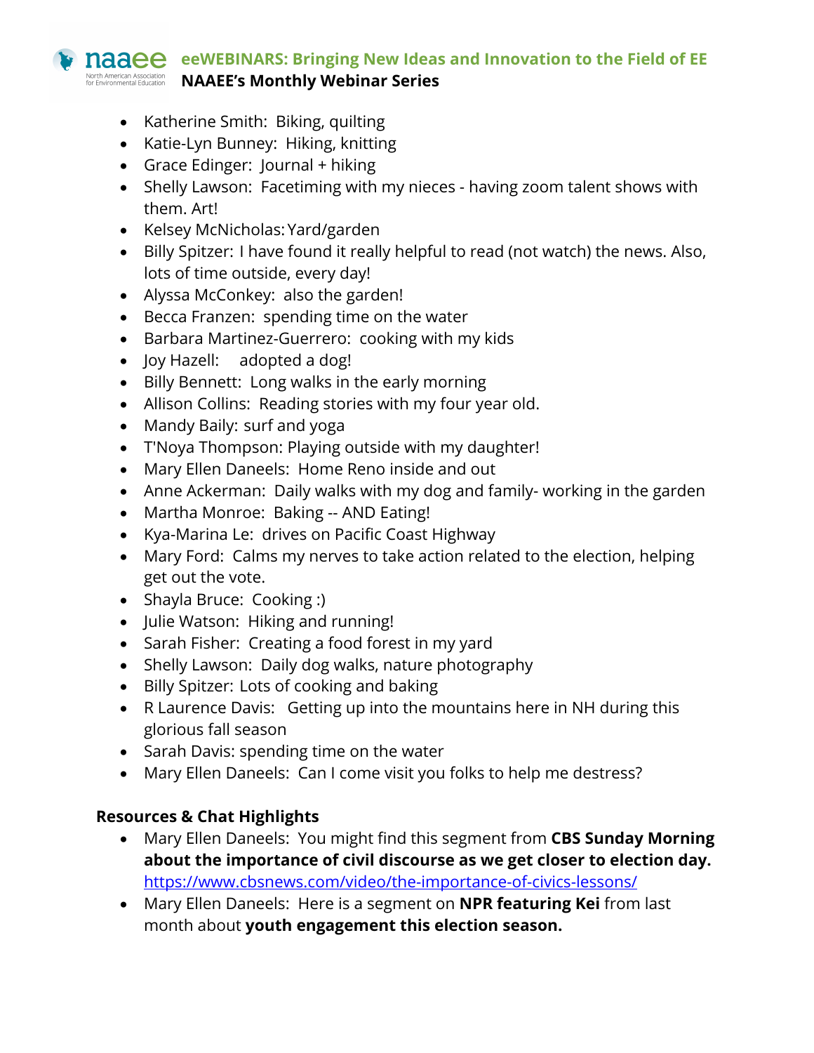- Katherine Smith: Biking, quilting
- Katie-Lyn Bunney: Hiking, knitting
- Grace Edinger: Journal + hiking
- Shelly Lawson: Facetiming with my nieces - having zoom talent shows with them. Art!
- Kelsey McNicholas: Yard/garden
- Billy Spitzer: I have found it really helpful to read (not watch) the news. Also, lots of time outside, every day!
- Alyssa McConkey: also the garden!
- Becca Franzen: spending time on the water
- Barbara Martinez-Guerrero: cooking with my kids
- Joy Hazell: adopted a dog!
- Billy Bennett: Long walks in the early morning
- Allison Collins: Reading stories with my four year old.
- Mandy Baily: surf and yoga
- T'Noya Thompson: Playing outside with my daughter!
- Mary Ellen Daneels: Home Reno inside and out
- Anne Ackerman: Daily walks with my dog and family- working in the garden
- Martha Monroe: Baking -- AND Eating!
- Kya-Marina Le: drives on Pacific Coast Highway
- Mary Ford: Calms my nerves to take action related to the election, helping get out the vote.
- Shayla Bruce: Cooking :)
- Julie Watson: Hiking and running!
- Sarah Fisher: Creating a food forest in my yard
- Shelly Lawson: Daily dog walks, nature photography
- Billy Spitzer: Lots of cooking and baking
- R Laurence Davis: Getting up into the mountains here in NH during this glorious fall season
- Sarah Davis: spending time on the water
- Mary Ellen Daneels: Can I come visit you folks to help me destress?

**Resources & Chat Highlights**

- Mary Ellen Daneels: You might find this segment from **CBS Sunday Morning about the importance of civil discourse as we get closer to election day.** https://www.cbsnews.com/video/the-importance-of-civics-lessons/
- Mary Ellen Daneels: Here is a segment on **NPR featuring Kei** from last month about **youth engagement this election season.**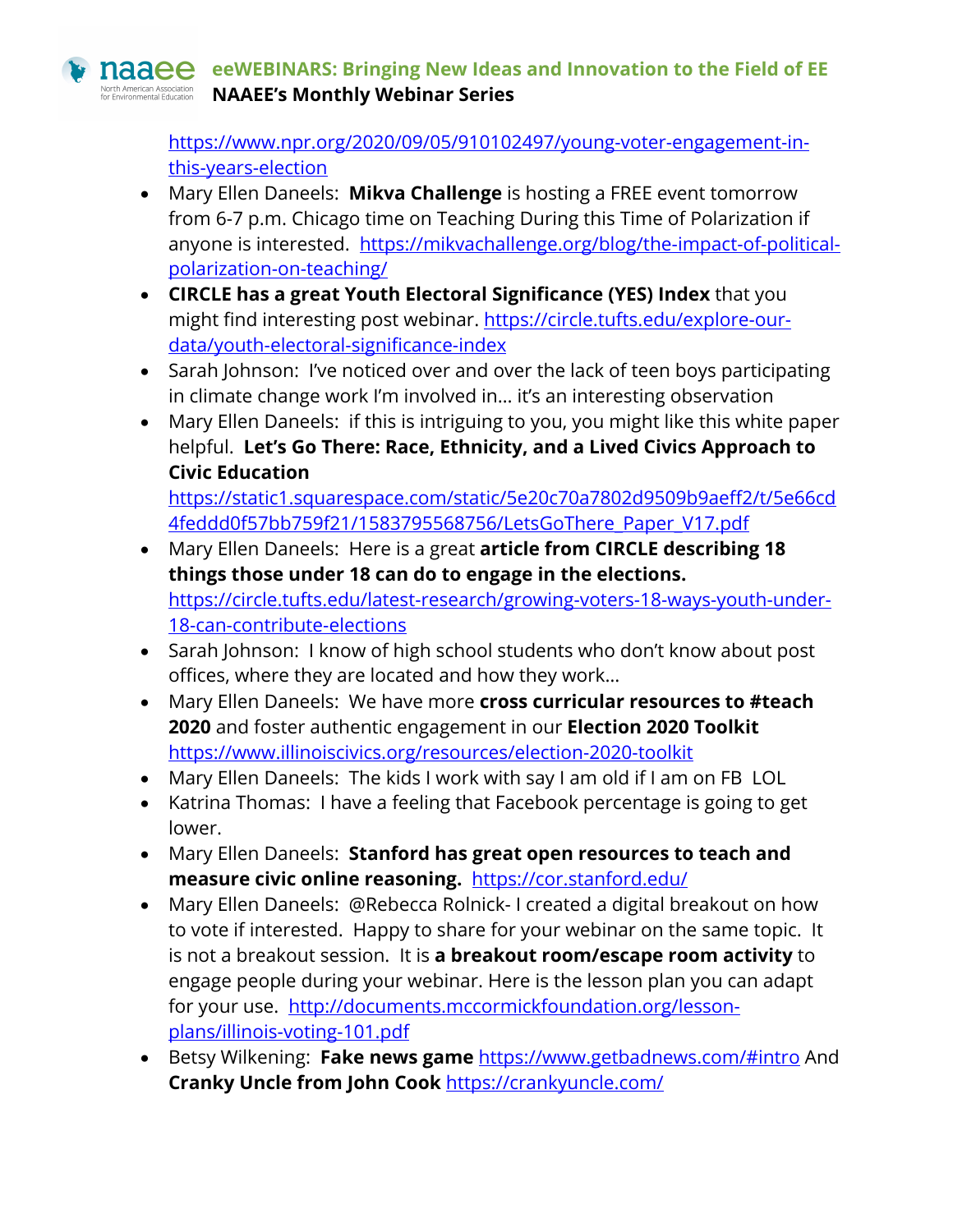https://www.npr.org/2020/09/05/910102497/young-voter-engagement-in-this-years-election

- Mary Ellen Daneels: **Mikva Challenge** is hosting a FREE event tomorrow from 6-7 p.m. Chicago time on Teaching During this Time of Polarization if anyone is interested. https://mikvachallenge.org/blog/the-impact-of-political-polarization-on-teaching/
- **CIRCLE has a great Youth Electoral Significance (YES) Index** that you might find interesting post webinar. https://circle.tufts.edu/explore-our-data/youth-electoral-significance-index
- Sarah Johnson: I've noticed over and over the lack of teen boys participating in climate change work I'm involved in… it's an interesting observation
- Mary Ellen Daneels: if this is intriguing to you, you might like this white paper helpful. **Let's Go There: Race, Ethnicity, and a Lived Civics Approach to Civic Education** https://static1.squarespace.com/static/5e20c70a7802d9509b9aeff2/t/5e66cd4feddd0f57bb759f21/1583795568756/LetsGoThere_Paper_V17.pdf
- Mary Ellen Daneels: Here is a great **article from CIRCLE describing 18 things those under 18 can do to engage in the elections.** https://circle.tufts.edu/latest-research/growing-voters-18-ways-youth-under-18-can-contribute-elections
- Sarah Johnson: I know of high school students who don't know about post offices, where they are located and how they work…
- Mary Ellen Daneels: We have more **cross curricular resources to #teach 2020** and foster authentic engagement in our **Election 2020 Toolkit** https://www.illinoiscivics.org/resources/election-2020-toolkit
- Mary Ellen Daneels: The kids I work with say I am old if I am on FB LOL
- Katrina Thomas: I have a feeling that Facebook percentage is going to get lower.
- Mary Ellen Daneels: **Stanford has great open resources to teach and measure civic online reasoning.** https://cor.stanford.edu/
- Mary Ellen Daneels: @Rebecca Rolnick- I created a digital breakout on how to vote if interested. Happy to share for your webinar on the same topic. It is not a breakout session. It is **a breakout room/escape room activity** to engage people during your webinar. Here is the lesson plan you can adapt for your use. http://documents.mccormickfoundation.org/lesson-plans/illinois-voting-101.pdf
- Betsy Wilkening: **Fake news game** https://www.getbadnews.com/#intro And **Cranky Uncle from John Cook** https://crankyuncle.com/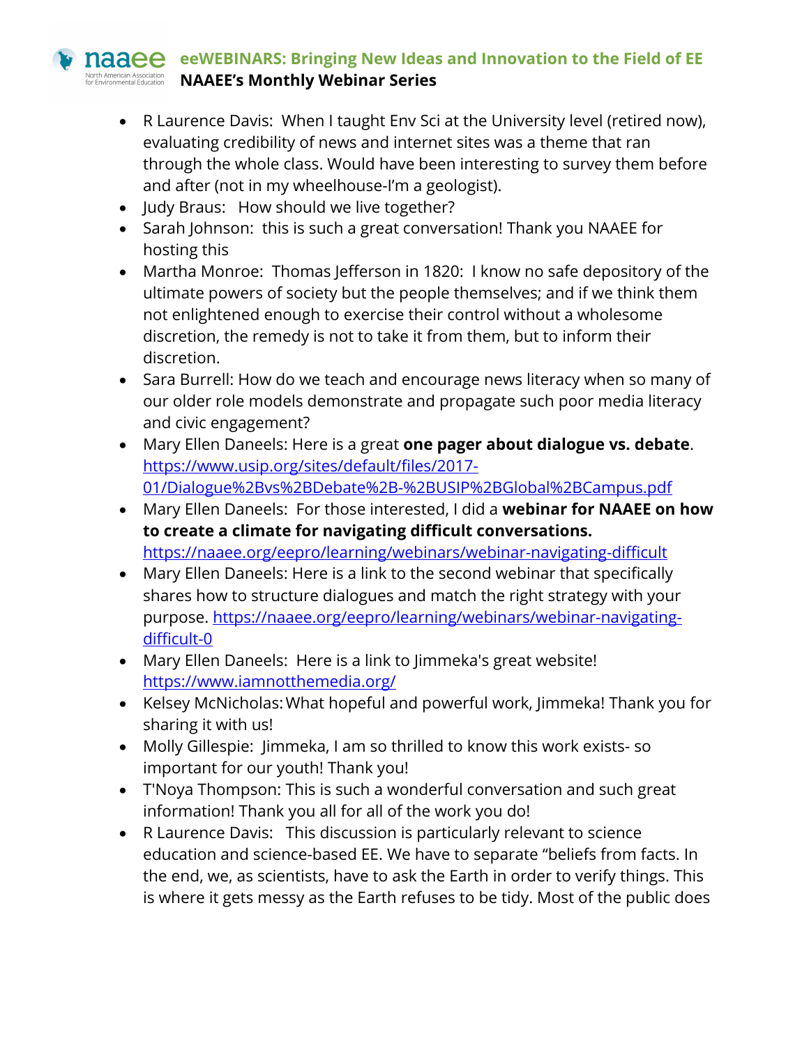- R Laurence Davis:  When I taught Env Sci at the University level (retired now), evaluating credibility of news and internet sites was a theme that ran through the whole class. Would have been interesting to survey them before and after (not in my wheelhouse-I'm a geologist).
- Judy Braus:   How should we live together?
- Sarah Johnson:  this is such a great conversation! Thank you NAAEE for hosting this
- Martha Monroe:  Thomas Jefferson in 1820:  I know no safe depository of the ultimate powers of society but the people themselves; and if we think them not enlightened enough to exercise their control without a wholesome discretion, the remedy is not to take it from them, but to inform their discretion.
- Sara Burrell: How do we teach and encourage news literacy when so many of our older role models demonstrate and propagate such poor media literacy and civic engagement?
- Mary Ellen Daneels: Here is a great **one pager about dialogue vs. debate**. [https://www.usip.org/sites/default/files/2017-01/Dialogue%2Bvs%2BDebate%2B-%2BUSIP%2BGlobal%2BCampus.pdf](https://www.usip.org/sites/default/files/2017-01/Dialogue%2Bvs%2BDebate%2B-%2BUSIP%2BGlobal%2BCampus.pdf)
- Mary Ellen Daneels:  For those interested, I did a **webinar for NAAEE on how to create a climate for navigating difficult conversations.** [https://naaee.org/eepro/learning/webinars/webinar-navigating-difficult](https://naaee.org/eepro/learning/webinars/webinar-navigating-difficult)
- Mary Ellen Daneels: Here is a link to the second webinar that specifically shares how to structure dialogues and match the right strategy with your purpose. [https://naaee.org/eepro/learning/webinars/webinar-navigating-difficult-0](https://naaee.org/eepro/learning/webinars/webinar-navigating-difficult-0)
- Mary Ellen Daneels:  Here is a link to Jimmeka's great website! [https://www.iamnotthemedia.org/](https://www.iamnotthemedia.org/)
- Kelsey McNicholas: What hopeful and powerful work, Jimmeka! Thank you for sharing it with us!
- Molly Gillespie:  Jimmeka, I am so thrilled to know this work exists- so important for our youth! Thank you!
- T'Noya Thompson: This is such a wonderful conversation and such great information! Thank you all for all of the work you do!
- R Laurence Davis:   This discussion is particularly relevant to science education and science-based EE. We have to separate "beliefs from facts. In the end, we, as scientists, have to ask the Earth in order to verify things. This is where it gets messy as the Earth refuses to be tidy. Most of the public does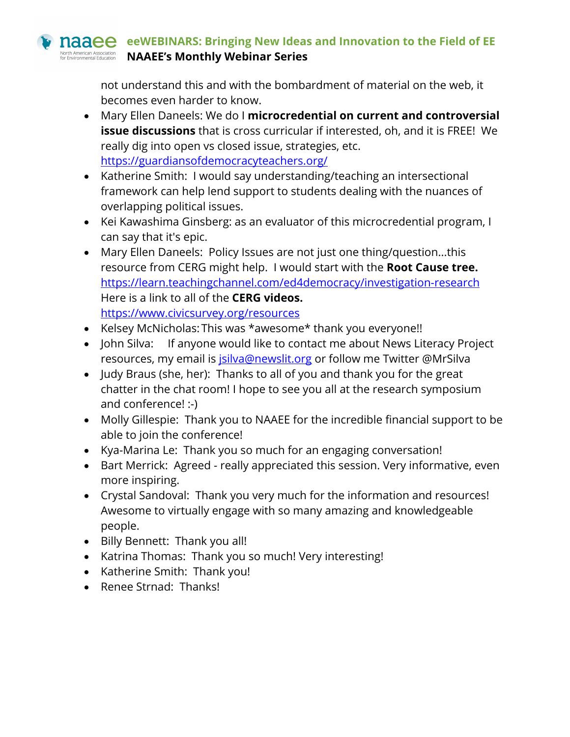not understand this and with the bombardment of material on the web, it becomes even harder to know.

- Mary Ellen Daneels: We do I **microcredential on current and controversial issue discussions** that is cross curricular if interested, oh, and it is FREE! We really dig into open vs closed issue, strategies, etc. https://guardiansofdemocracyteachers.org/
- Katherine Smith: I would say understanding/teaching an intersectional framework can help lend support to students dealing with the nuances of overlapping political issues.
- Kei Kawashima Ginsberg: as an evaluator of this microcredential program, I can say that it's epic.
- Mary Ellen Daneels: Policy Issues are not just one thing/question…this resource from CERG might help. I would start with the **Root Cause tree.** https://learn.teachingchannel.com/ed4democracy/investigation-research Here is a link to all of the **CERG videos.** https://www.civicsurvey.org/resources
- Kelsey McNicholas: This was *awesome* thank you everyone!!
- John Silva: If anyone would like to contact me about News Literacy Project resources, my email is jsilva@newslit.org or follow me Twitter @MrSilva
- Judy Braus (she, her): Thanks to all of you and thank you for the great chatter in the chat room! I hope to see you all at the research symposium and conference! :-)
- Molly Gillespie: Thank you to NAAEE for the incredible financial support to be able to join the conference!
- Kya-Marina Le: Thank you so much for an engaging conversation!
- Bart Merrick: Agreed - really appreciated this session. Very informative, even more inspiring.
- Crystal Sandoval: Thank you very much for the information and resources! Awesome to virtually engage with so many amazing and knowledgeable people.
- Billy Bennett: Thank you all!
- Katrina Thomas: Thank you so much! Very interesting!
- Katherine Smith: Thank you!
- Renee Strnad: Thanks!